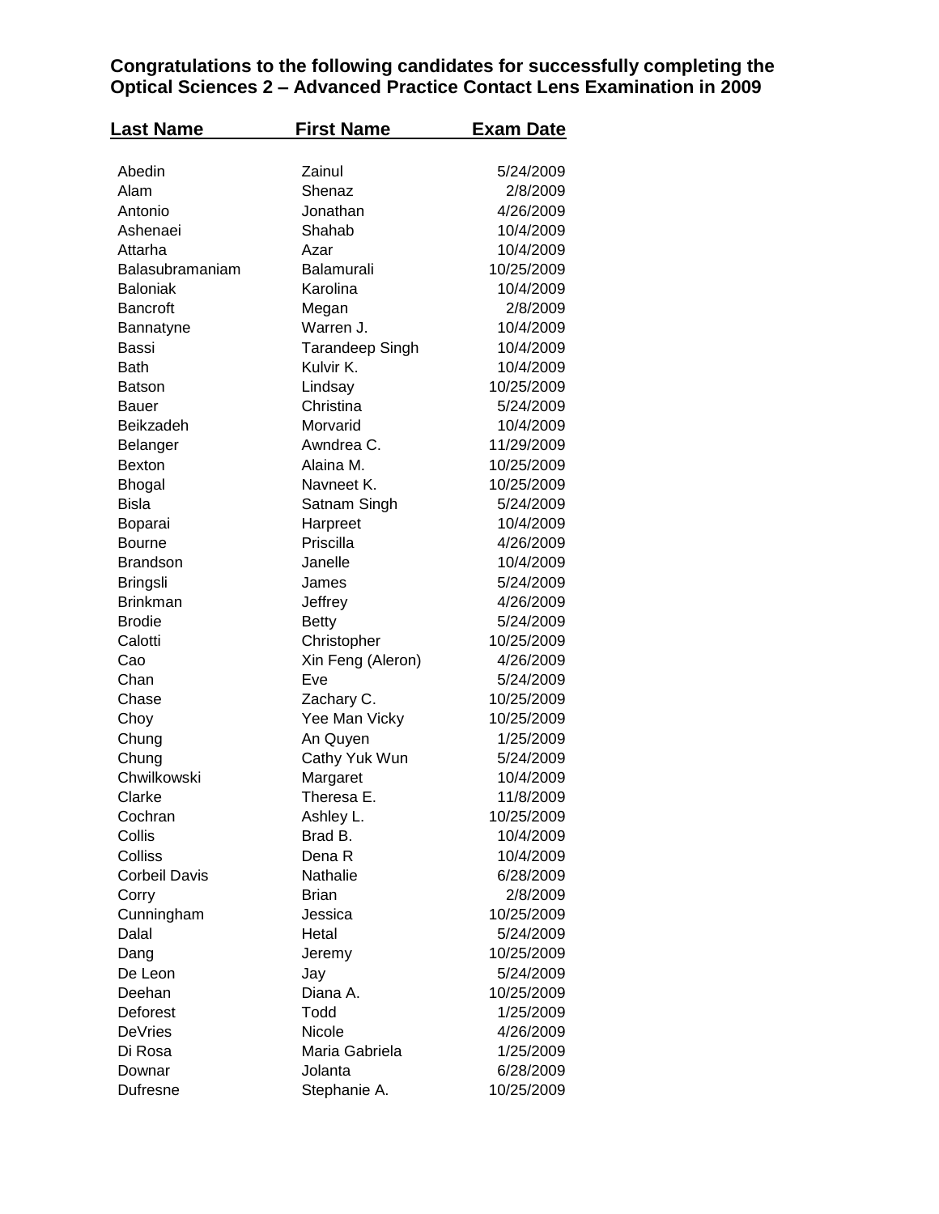**Congratulations to the following candidates for successfully completing the Optical Sciences 2 – Advanced Practice Contact Lens Examination in 2009**

| Last Name | First Name | Exam Date |
|---|---|---|
| Abedin | Zainul | 5/24/2009 |
| Alam | Shenaz | 2/8/2009 |
| Antonio | Jonathan | 4/26/2009 |
| Ashenaei | Shahab | 10/4/2009 |
| Attarha | Azar | 10/4/2009 |
| Balasubramaniam | Balamurali | 10/25/2009 |
| Baloniak | Karolina | 10/4/2009 |
| Bancroft | Megan | 2/8/2009 |
| Bannatyne | Warren J. | 10/4/2009 |
| Bassi | Tarandeep Singh | 10/4/2009 |
| Bath | Kulvir K. | 10/4/2009 |
| Batson | Lindsay | 10/25/2009 |
| Bauer | Christina | 5/24/2009 |
| Beikzadeh | Morvarid | 10/4/2009 |
| Belanger | Awndrea C. | 11/29/2009 |
| Bexton | Alaina M. | 10/25/2009 |
| Bhogal | Navneet K. | 10/25/2009 |
| Bisla | Satnam Singh | 5/24/2009 |
| Boparai | Harpreet | 10/4/2009 |
| Bourne | Priscilla | 4/26/2009 |
| Brandson | Janelle | 10/4/2009 |
| Bringsli | James | 5/24/2009 |
| Brinkman | Jeffrey | 4/26/2009 |
| Brodie | Betty | 5/24/2009 |
| Calotti | Christopher | 10/25/2009 |
| Cao | Xin Feng (Aleron) | 4/26/2009 |
| Chan | Eve | 5/24/2009 |
| Chase | Zachary C. | 10/25/2009 |
| Choy | Yee Man Vicky | 10/25/2009 |
| Chung | An Quyen | 1/25/2009 |
| Chung | Cathy Yuk Wun | 5/24/2009 |
| Chwilkowski | Margaret | 10/4/2009 |
| Clarke | Theresa E. | 11/8/2009 |
| Cochran | Ashley L. | 10/25/2009 |
| Collis | Brad B. | 10/4/2009 |
| Colliss | Dena R | 10/4/2009 |
| Corbeil Davis | Nathalie | 6/28/2009 |
| Corry | Brian | 2/8/2009 |
| Cunningham | Jessica | 10/25/2009 |
| Dalal | Hetal | 5/24/2009 |
| Dang | Jeremy | 10/25/2009 |
| De Leon | Jay | 5/24/2009 |
| Deehan | Diana A. | 10/25/2009 |
| Deforest | Todd | 1/25/2009 |
| DeVries | Nicole | 4/26/2009 |
| Di Rosa | Maria Gabriela | 1/25/2009 |
| Downar | Jolanta | 6/28/2009 |
| Dufresne | Stephanie A. | 10/25/2009 |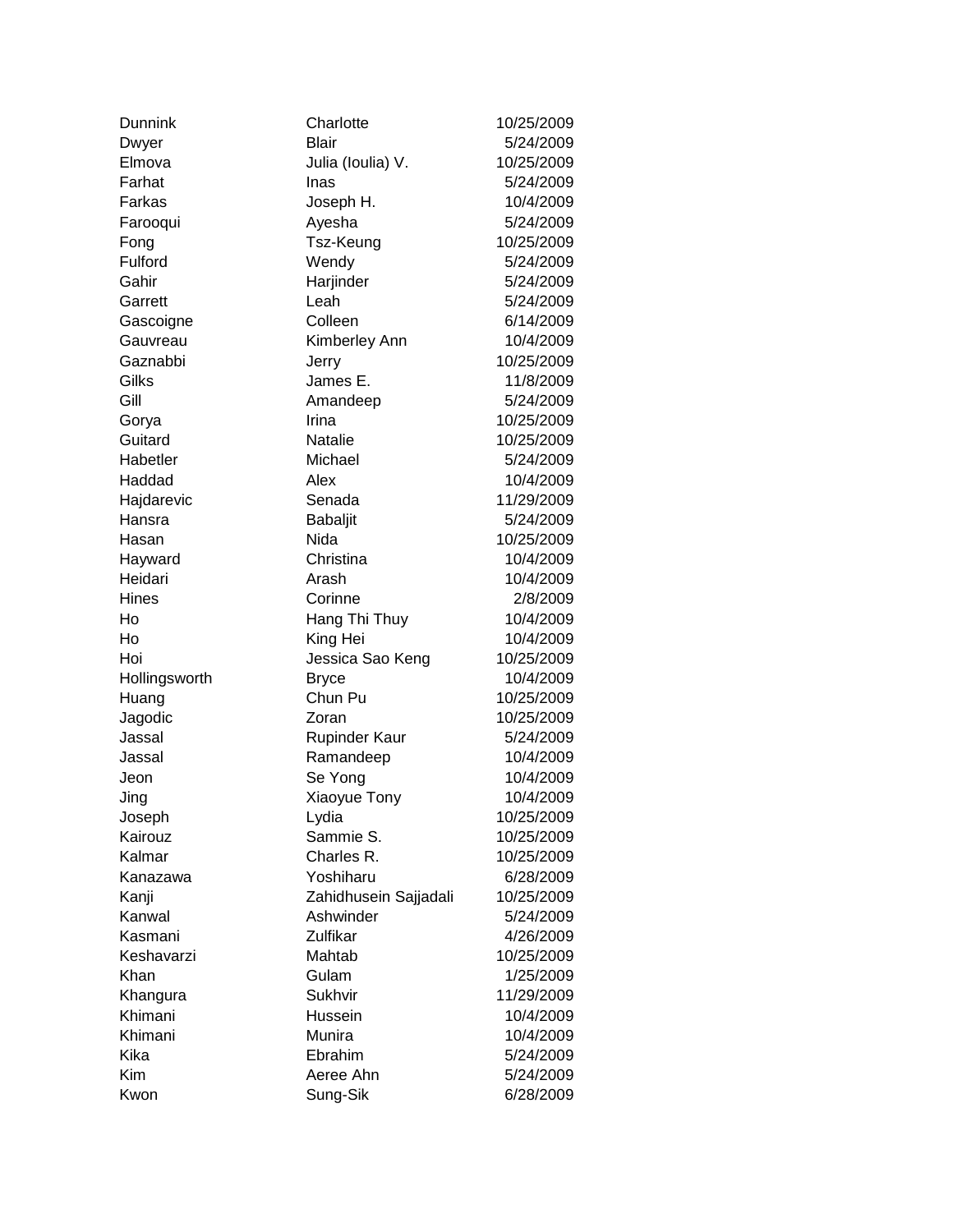| | | |
|---|---|---|
| Dunnink | Charlotte | 10/25/2009 |
| Dwyer | Blair | 5/24/2009 |
| Elmova | Julia (Ioulia) V. | 10/25/2009 |
| Farhat | Inas | 5/24/2009 |
| Farkas | Joseph H. | 10/4/2009 |
| Farooqui | Ayesha | 5/24/2009 |
| Fong | Tsz-Keung | 10/25/2009 |
| Fulford | Wendy | 5/24/2009 |
| Gahir | Harjinder | 5/24/2009 |
| Garrett | Leah | 5/24/2009 |
| Gascoigne | Colleen | 6/14/2009 |
| Gauvreau | Kimberley Ann | 10/4/2009 |
| Gaznabbi | Jerry | 10/25/2009 |
| Gilks | James E. | 11/8/2009 |
| Gill | Amandeep | 5/24/2009 |
| Gorya | Irina | 10/25/2009 |
| Guitard | Natalie | 10/25/2009 |
| Habetler | Michael | 5/24/2009 |
| Haddad | Alex | 10/4/2009 |
| Hajdarevic | Senada | 11/29/2009 |
| Hansra | Babaljit | 5/24/2009 |
| Hasan | Nida | 10/25/2009 |
| Hayward | Christina | 10/4/2009 |
| Heidari | Arash | 10/4/2009 |
| Hines | Corinne | 2/8/2009 |
| Ho | Hang Thi Thuy | 10/4/2009 |
| Ho | King Hei | 10/4/2009 |
| Hoi | Jessica Sao Keng | 10/25/2009 |
| Hollingsworth | Bryce | 10/4/2009 |
| Huang | Chun Pu | 10/25/2009 |
| Jagodic | Zoran | 10/25/2009 |
| Jassal | Rupinder Kaur | 5/24/2009 |
| Jassal | Ramandeep | 10/4/2009 |
| Jeon | Se Yong | 10/4/2009 |
| Jing | Xiaoyue Tony | 10/4/2009 |
| Joseph | Lydia | 10/25/2009 |
| Kairouz | Sammie S. | 10/25/2009 |
| Kalmar | Charles R. | 10/25/2009 |
| Kanazawa | Yoshiharu | 6/28/2009 |
| Kanji | Zahidhusein Sajjadali | 10/25/2009 |
| Kanwal | Ashwinder | 5/24/2009 |
| Kasmani | Zulfikar | 4/26/2009 |
| Keshavarzi | Mahtab | 10/25/2009 |
| Khan | Gulam | 1/25/2009 |
| Khangura | Sukhvir | 11/29/2009 |
| Khimani | Hussein | 10/4/2009 |
| Khimani | Munira | 10/4/2009 |
| Kika | Ebrahim | 5/24/2009 |
| Kim | Aeree Ahn | 5/24/2009 |
| Kwon | Sung-Sik | 6/28/2009 |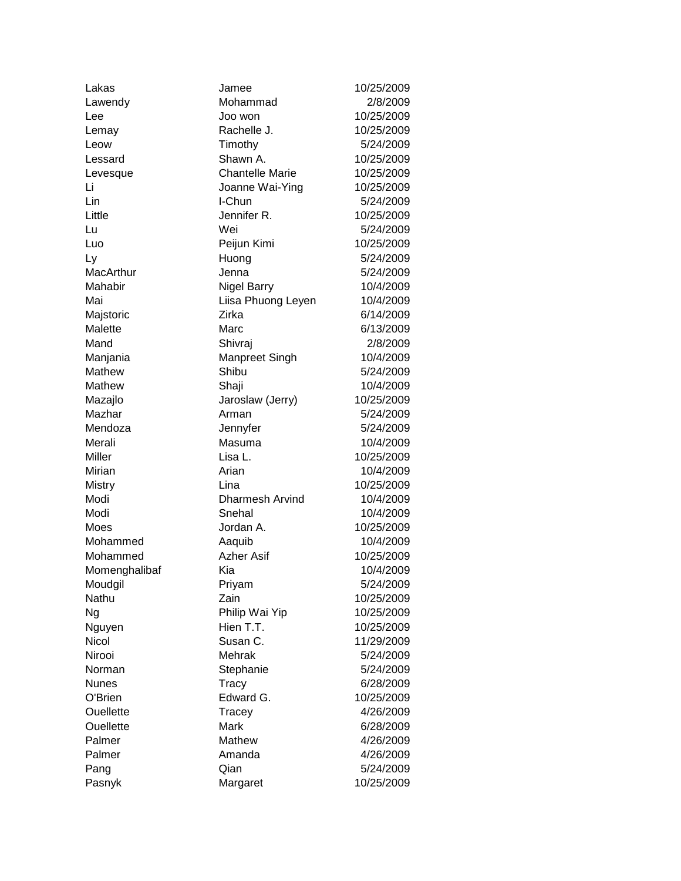| | | |
|---|---|---|
| Lakas | Jamee | 10/25/2009 |
| Lawendy | Mohammad | 2/8/2009 |
| Lee | Joo won | 10/25/2009 |
| Lemay | Rachelle J. | 10/25/2009 |
| Leow | Timothy | 5/24/2009 |
| Lessard | Shawn A. | 10/25/2009 |
| Levesque | Chantelle Marie | 10/25/2009 |
| Li | Joanne Wai-Ying | 10/25/2009 |
| Lin | I-Chun | 5/24/2009 |
| Little | Jennifer R. | 10/25/2009 |
| Lu | Wei | 5/24/2009 |
| Luo | Peijun Kimi | 10/25/2009 |
| Ly | Huong | 5/24/2009 |
| MacArthur | Jenna | 5/24/2009 |
| Mahabir | Nigel Barry | 10/4/2009 |
| Mai | Liisa Phuong Leyen | 10/4/2009 |
| Majstoric | Zirka | 6/14/2009 |
| Malette | Marc | 6/13/2009 |
| Mand | Shivraj | 2/8/2009 |
| Manjania | Manpreet Singh | 10/4/2009 |
| Mathew | Shibu | 5/24/2009 |
| Mathew | Shaji | 10/4/2009 |
| Mazajlo | Jaroslaw (Jerry) | 10/25/2009 |
| Mazhar | Arman | 5/24/2009 |
| Mendoza | Jennyfer | 5/24/2009 |
| Merali | Masuma | 10/4/2009 |
| Miller | Lisa L. | 10/25/2009 |
| Mirian | Arian | 10/4/2009 |
| Mistry | Lina | 10/25/2009 |
| Modi | Dharmesh Arvind | 10/4/2009 |
| Modi | Snehal | 10/4/2009 |
| Moes | Jordan A. | 10/25/2009 |
| Mohammed | Aaquib | 10/4/2009 |
| Mohammed | Azher Asif | 10/25/2009 |
| Momenghalibaf | Kia | 10/4/2009 |
| Moudgil | Priyam | 5/24/2009 |
| Nathu | Zain | 10/25/2009 |
| Ng | Philip Wai Yip | 10/25/2009 |
| Nguyen | Hien T.T. | 10/25/2009 |
| Nicol | Susan C. | 11/29/2009 |
| Nirooi | Mehrak | 5/24/2009 |
| Norman | Stephanie | 5/24/2009 |
| Nunes | Tracy | 6/28/2009 |
| O'Brien | Edward G. | 10/25/2009 |
| Ouellette | Tracey | 4/26/2009 |
| Ouellette | Mark | 6/28/2009 |
| Palmer | Mathew | 4/26/2009 |
| Palmer | Amanda | 4/26/2009 |
| Pang | Qian | 5/24/2009 |
| Pasnyk | Margaret | 10/25/2009 |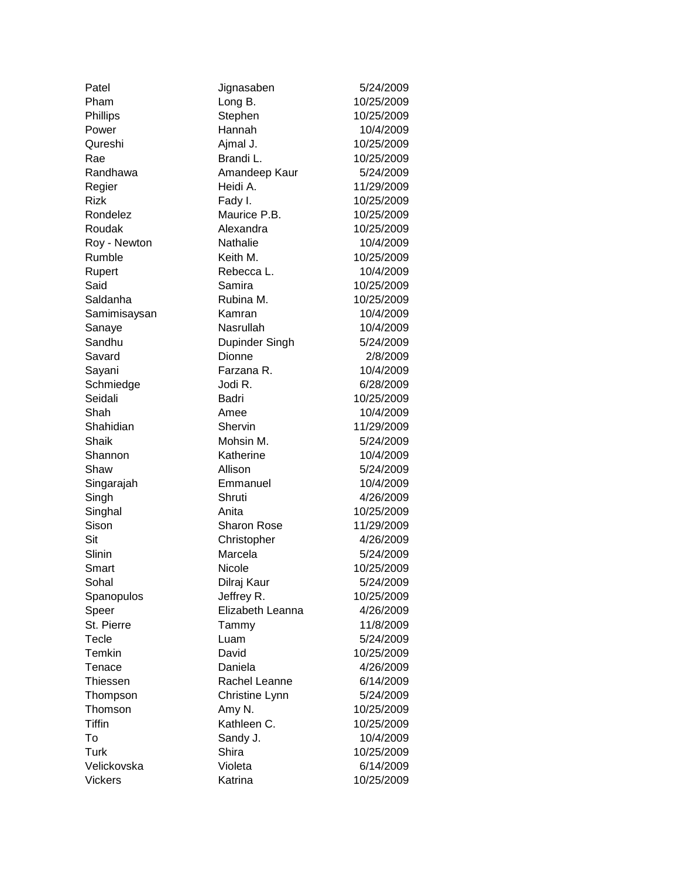| | | |
|---|---|---|
| Patel | Jignasaben | 5/24/2009 |
| Pham | Long B. | 10/25/2009 |
| Phillips | Stephen | 10/25/2009 |
| Power | Hannah | 10/4/2009 |
| Qureshi | Ajmal J. | 10/25/2009 |
| Rae | Brandi L. | 10/25/2009 |
| Randhawa | Amandeep Kaur | 5/24/2009 |
| Regier | Heidi A. | 11/29/2009 |
| Rizk | Fady I. | 10/25/2009 |
| Rondelez | Maurice P.B. | 10/25/2009 |
| Roudak | Alexandra | 10/25/2009 |
| Roy - Newton | Nathalie | 10/4/2009 |
| Rumble | Keith M. | 10/25/2009 |
| Rupert | Rebecca L. | 10/4/2009 |
| Said | Samira | 10/25/2009 |
| Saldanha | Rubina M. | 10/25/2009 |
| Samimisaysan | Kamran | 10/4/2009 |
| Sanaye | Nasrullah | 10/4/2009 |
| Sandhu | Dupinder Singh | 5/24/2009 |
| Savard | Dionne | 2/8/2009 |
| Sayani | Farzana R. | 10/4/2009 |
| Schmiedge | Jodi R. | 6/28/2009 |
| Seidali | Badri | 10/25/2009 |
| Shah | Amee | 10/4/2009 |
| Shahidian | Shervin | 11/29/2009 |
| Shaik | Mohsin M. | 5/24/2009 |
| Shannon | Katherine | 10/4/2009 |
| Shaw | Allison | 5/24/2009 |
| Singarajah | Emmanuel | 10/4/2009 |
| Singh | Shruti | 4/26/2009 |
| Singhal | Anita | 10/25/2009 |
| Sison | Sharon Rose | 11/29/2009 |
| Sit | Christopher | 4/26/2009 |
| Slinin | Marcela | 5/24/2009 |
| Smart | Nicole | 10/25/2009 |
| Sohal | Dilraj Kaur | 5/24/2009 |
| Spanopulos | Jeffrey R. | 10/25/2009 |
| Speer | Elizabeth Leanna | 4/26/2009 |
| St. Pierre | Tammy | 11/8/2009 |
| Tecle | Luam | 5/24/2009 |
| Temkin | David | 10/25/2009 |
| Tenace | Daniela | 4/26/2009 |
| Thiessen | Rachel Leanne | 6/14/2009 |
| Thompson | Christine Lynn | 5/24/2009 |
| Thomson | Amy N. | 10/25/2009 |
| Tiffin | Kathleen C. | 10/25/2009 |
| To | Sandy J. | 10/4/2009 |
| Turk | Shira | 10/25/2009 |
| Velickovska | Violeta | 6/14/2009 |
| Vickers | Katrina | 10/25/2009 |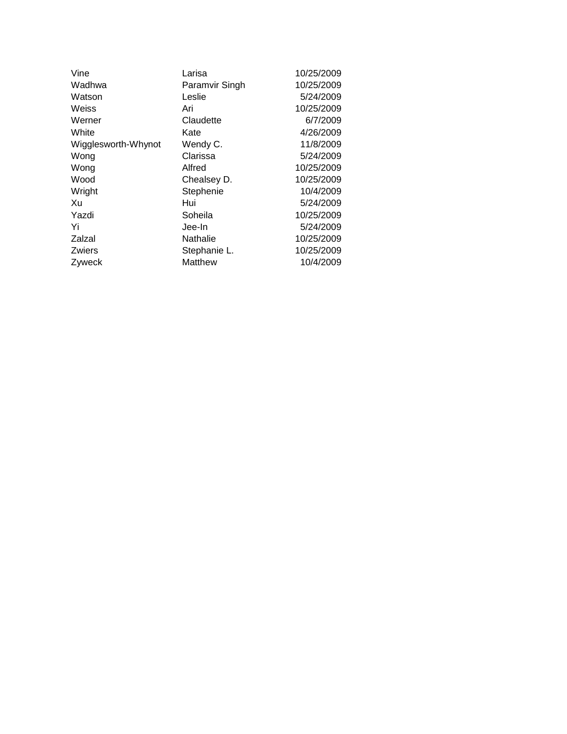| | | |
|---|---|---|
| Vine | Larisa | 10/25/2009 |
| Wadhwa | Paramvir Singh | 10/25/2009 |
| Watson | Leslie | 5/24/2009 |
| Weiss | Ari | 10/25/2009 |
| Werner | Claudette | 6/7/2009 |
| White | Kate | 4/26/2009 |
| Wigglesworth-Whynot | Wendy C. | 11/8/2009 |
| Wong | Clarissa | 5/24/2009 |
| Wong | Alfred | 10/25/2009 |
| Wood | Chealsey D. | 10/25/2009 |
| Wright | Stephenie | 10/4/2009 |
| Xu | Hui | 5/24/2009 |
| Yazdi | Soheila | 10/25/2009 |
| Yi | Jee-In | 5/24/2009 |
| Zalzal | Nathalie | 10/25/2009 |
| Zwiers | Stephanie L. | 10/25/2009 |
| Zyweck | Matthew | 10/4/2009 |